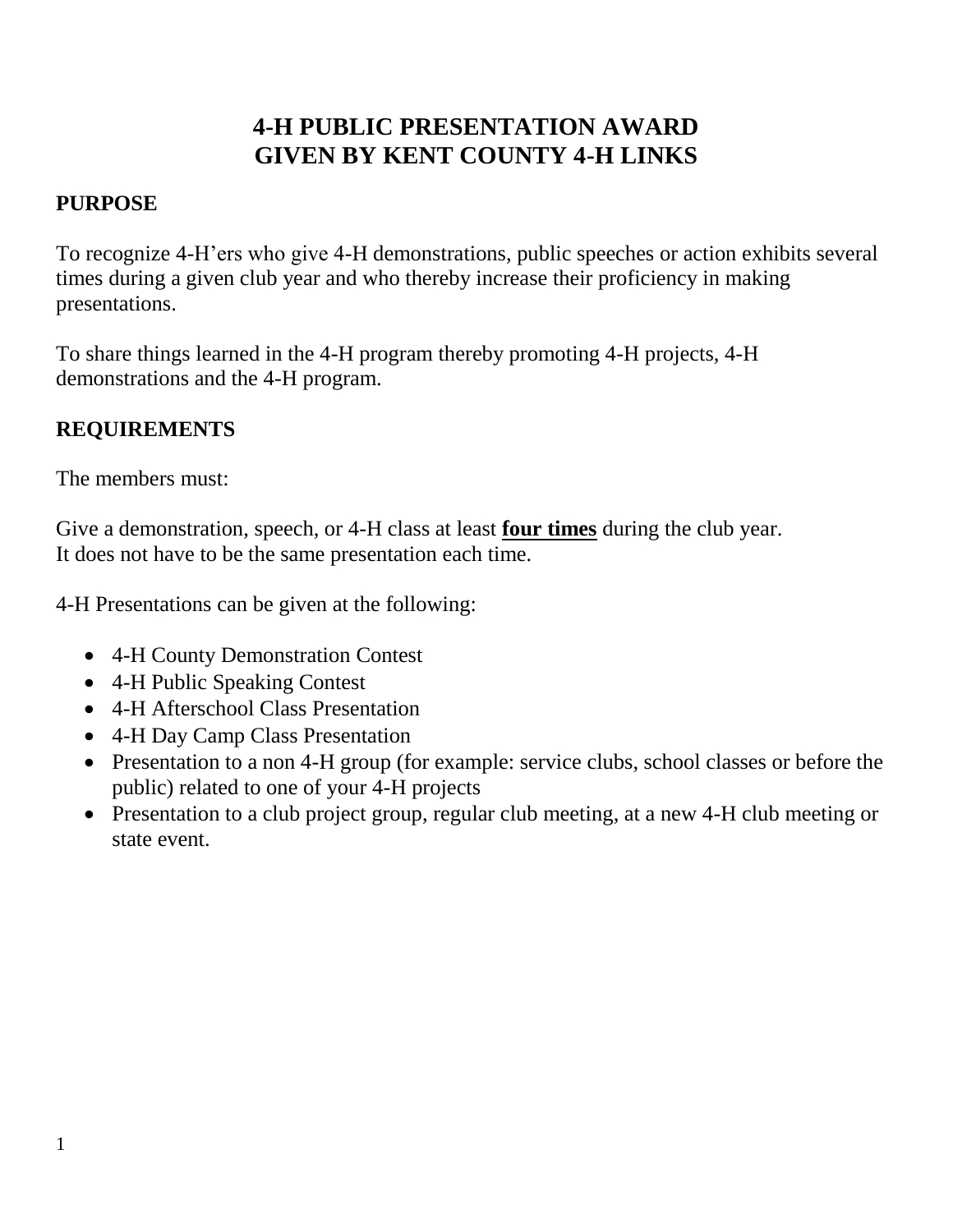# 4-H PUBLIC PRESENTATION AWARD
# GIVEN BY KENT COUNTY 4-H LINKS

## PURPOSE

To recognize 4-H'ers who give 4-H demonstrations, public speeches or action exhibits several times during a given club year and who thereby increase their proficiency in making presentations.

To share things learned in the 4-H program thereby promoting 4-H projects, 4-H demonstrations and the 4-H program.

## REQUIREMENTS

The members must:

Give a demonstration, speech, or 4-H class at least <u>**four times**</u> during the club year. It does not have to be the same presentation each time.

4-H Presentations can be given at the following:

- 4-H County Demonstration Contest
- 4-H Public Speaking Contest
- 4-H Afterschool Class Presentation
- 4-H Day Camp Class Presentation
- Presentation to a non 4-H group (for example: service clubs, school classes or before the public) related to one of your 4-H projects
- Presentation to a club project group, regular club meeting, at a new 4-H club meeting or state event.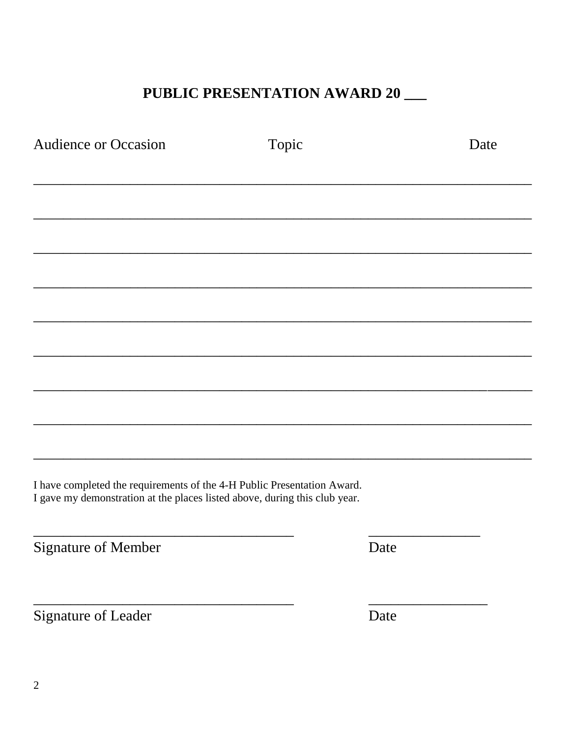# PUBLIC PRESENTATION AWARD 20 ___

| Audience or Occasion | Topic | Date |
|---|---|---|
| | | |
| | | |
| | | |
| | | |
| | | |
| | | |
| | | |
| | | |
| | | |

I have completed the requirements of the 4-H Public Presentation Award.
I gave my demonstration at the places listed above, during this club year.

_____________________________________ _______________
Signature of Member Date

_____________________________________ ________________
Signature of Leader Date